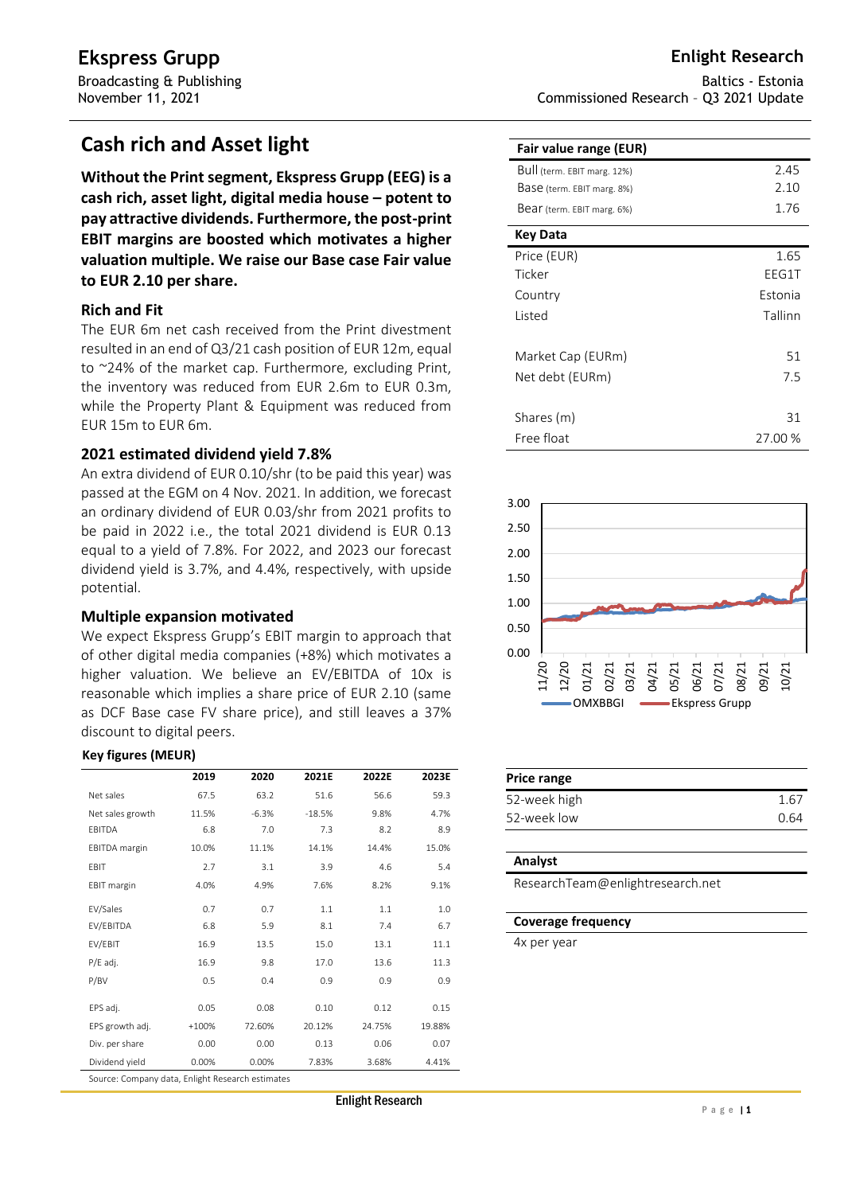# Ekspress Grupp

Broadcasting & Publishing
November 11, 2021

**Enlight Research**

Baltics - Estonia
Commissioned Research – Q3 2021 Update

## Cash rich and Asset light

**Without the Print segment, Ekspress Grupp (EEG) is a cash rich, asset light, digital media house – potent to pay attractive dividends. Furthermore, the post-print EBIT margins are boosted which motivates a higher valuation multiple. We raise our Base case Fair value to EUR 2.10 per share.**

### Rich and Fit

The EUR 6m net cash received from the Print divestment resulted in an end of Q3/21 cash position of EUR 12m, equal to ~24% of the market cap. Furthermore, excluding Print, the inventory was reduced from EUR 2.6m to EUR 0.3m, while the Property Plant & Equipment was reduced from EUR 15m to EUR 6m.

### 2021 estimated dividend yield 7.8%

An extra dividend of EUR 0.10/shr (to be paid this year) was passed at the EGM on 4 Nov. 2021. In addition, we forecast an ordinary dividend of EUR 0.03/shr from 2021 profits to be paid in 2022 i.e., the total 2021 dividend is EUR 0.13 equal to a yield of 7.8%. For 2022, and 2023 our forecast dividend yield is 3.7%, and 4.4%, respectively, with upside potential.

### Multiple expansion motivated

We expect Ekspress Grupp's EBIT margin to approach that of other digital media companies (+8%) which motivates a higher valuation. We believe an EV/EBITDA of 10x is reasonable which implies a share price of EUR 2.10 (same as DCF Base case FV share price), and still leaves a 37% discount to digital peers.

**Key figures (MEUR)**

| | 2019 | 2020 | 2021E | 2022E | 2023E |
|---|---|---|---|---|---|
| Net sales | 67.5 | 63.2 | 51.6 | 56.6 | 59.3 |
| Net sales growth | 11.5% | -6.3% | -18.5% | 9.8% | 4.7% |
| EBITDA | 6.8 | 7.0 | 7.3 | 8.2 | 8.9 |
| EBITDA margin | 10.0% | 11.1% | 14.1% | 14.4% | 15.0% |
| EBIT | 2.7 | 3.1 | 3.9 | 4.6 | 5.4 |
| EBIT margin | 4.0% | 4.9% | 7.6% | 8.2% | 9.1% |
| EV/Sales | 0.7 | 0.7 | 1.1 | 1.1 | 1.0 |
| EV/EBITDA | 6.8 | 5.9 | 8.1 | 7.4 | 6.7 |
| EV/EBIT | 16.9 | 13.5 | 15.0 | 13.1 | 11.1 |
| P/E adj. | 16.9 | 9.8 | 17.0 | 13.6 | 11.3 |
| P/BV | 0.5 | 0.4 | 0.9 | 0.9 | 0.9 |
| EPS adj. | 0.05 | 0.08 | 0.10 | 0.12 | 0.15 |
| EPS growth adj. | +100% | 72.60% | 20.12% | 24.75% | 19.88% |
| Div. per share | 0.00 | 0.00 | 0.13 | 0.06 | 0.07 |
| Dividend yield | 0.00% | 0.00% | 7.83% | 3.68% | 4.41% |

Source: Company data, Enlight Research estimates

| Fair value range (EUR) | |
|---|---|
| Bull (term. EBIT marg. 12%) | 2.45 |
| Base (term. EBIT marg. 8%) | 2.10 |
| Bear (term. EBIT marg. 6%) | 1.76 |

| Key Data | |
|---|---|
| Price (EUR) | 1.65 |
| Ticker | EEG1T |
| Country | Estonia |
| Listed | Tallinn |
| Market Cap (EURm) | 51 |
| Net debt (EURm) | 7.5 |
| Shares (m) | 31 |
| Free float | 27.00 % |

| Price range | |
|---|---|
| 52-week high | 1.67 |
| 52-week low | 0.64 |

**Analyst**

ResearchTeam@enlightresearch.net

**Coverage frequency**

4x per year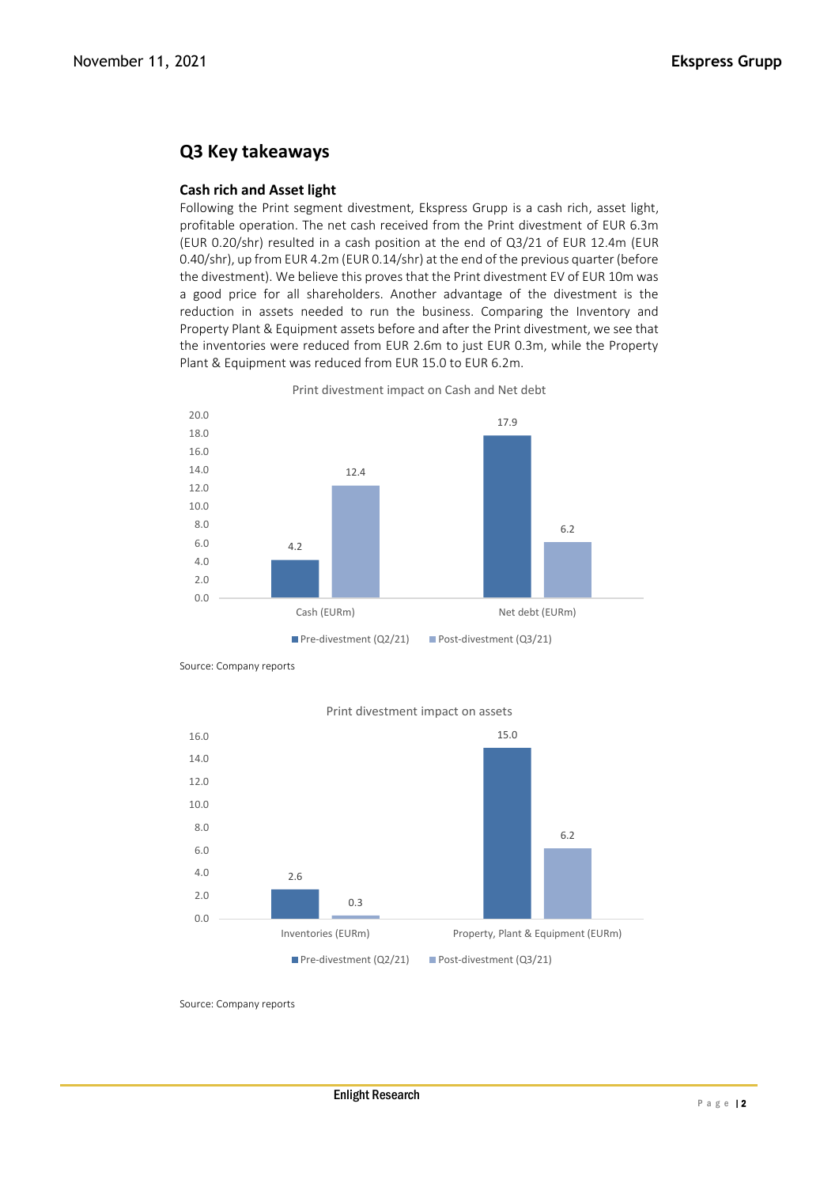## Q3 Key takeaways

### Cash rich and Asset light

Following the Print segment divestment, Ekspress Grupp is a cash rich, asset light, profitable operation. The net cash received from the Print divestment of EUR 6.3m (EUR 0.20/shr) resulted in a cash position at the end of Q3/21 of EUR 12.4m (EUR 0.40/shr), up from EUR 4.2m (EUR 0.14/shr) at the end of the previous quarter (before the divestment). We believe this proves that the Print divestment EV of EUR 10m was a good price for all shareholders. Another advantage of the divestment is the reduction in assets needed to run the business. Comparing the Inventory and Property Plant & Equipment assets before and after the Print divestment, we see that the inventories were reduced from EUR 2.6m to just EUR 0.3m, while the Property Plant & Equipment was reduced from EUR 15.0 to EUR 6.2m.

Print divestment impact on Cash and Net debt

| | Pre-divestment (Q2/21) | Post-divestment (Q3/21) |
|---|---|---|
| Cash (EURm) | 4.2 | 12.4 |
| Net debt (EURm) | 17.9 | 6.2 |

Source: Company reports

Print divestment impact on assets

| | Pre-divestment (Q2/21) | Post-divestment (Q3/21) |
|---|---|---|
| Inventories (EURm) | 2.6 | 0.3 |
| Property, Plant & Equipment (EURm) | 15.0 | 6.2 |

Source: Company reports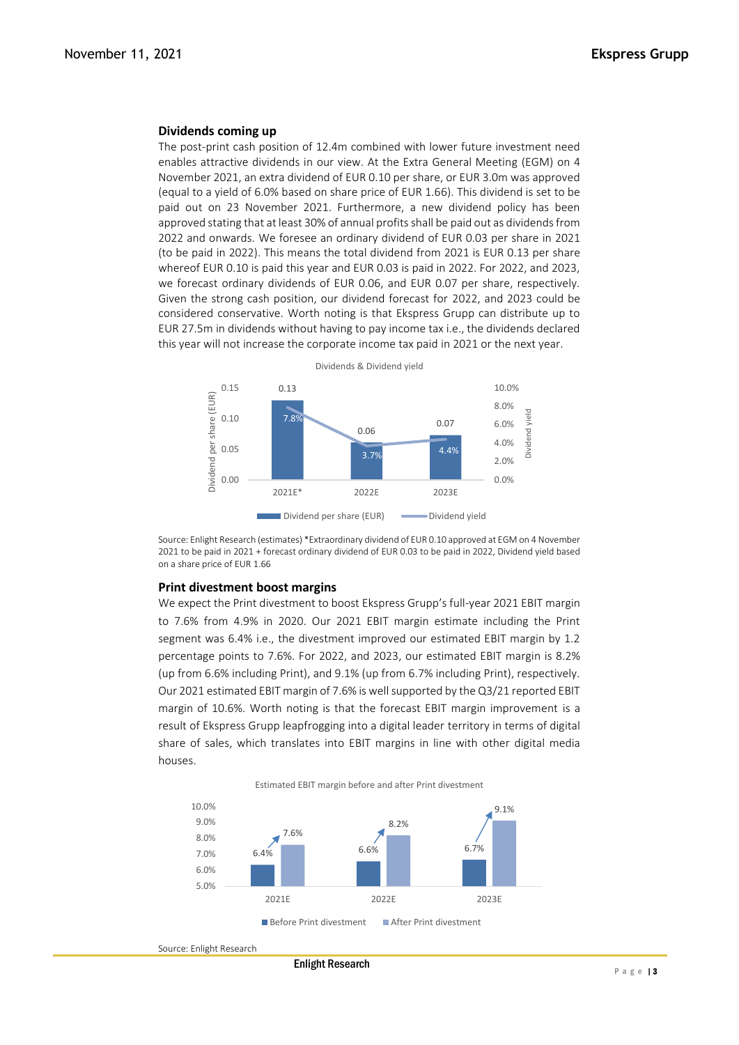### Dividends coming up

The post-print cash position of 12.4m combined with lower future investment need enables attractive dividends in our view. At the Extra General Meeting (EGM) on 4 November 2021, an extra dividend of EUR 0.10 per share, or EUR 3.0m was approved (equal to a yield of 6.0% based on share price of EUR 1.66). This dividend is set to be paid out on 23 November 2021. Furthermore, a new dividend policy has been approved stating that at least 30% of annual profits shall be paid out as dividends from 2022 and onwards. We foresee an ordinary dividend of EUR 0.03 per share in 2021 (to be paid in 2022). This means the total dividend from 2021 is EUR 0.13 per share whereof EUR 0.10 is paid this year and EUR 0.03 is paid in 2022. For 2022, and 2023, we forecast ordinary dividends of EUR 0.06, and EUR 0.07 per share, respectively. Given the strong cash position, our dividend forecast for 2022, and 2023 could be considered conservative. Worth noting is that Ekspress Grupp can distribute up to EUR 27.5m in dividends without having to pay income tax i.e., the dividends declared this year will not increase the corporate income tax paid in 2021 or the next year.

Dividends & Dividend yield

| | 2021E* | 2022E | 2023E |
|---|---|---|---|
| Dividend per share (EUR) | 0.13 | 0.06 | 0.07 |
| Dividend yield | 7.8% | 3.7% | 4.4% |

Source: Enlight Research (estimates) *Extraordinary dividend of EUR 0.10 approved at EGM on 4 November 2021 to be paid in 2021 + forecast ordinary dividend of EUR 0.03 to be paid in 2022, Dividend yield based on a share price of EUR 1.66

### Print divestment boost margins

We expect the Print divestment to boost Ekspress Grupp's full-year 2021 EBIT margin to 7.6% from 4.9% in 2020. Our 2021 EBIT margin estimate including the Print segment was 6.4% i.e., the divestment improved our estimated EBIT margin by 1.2 percentage points to 7.6%. For 2022, and 2023, our estimated EBIT margin is 8.2% (up from 6.6% including Print), and 9.1% (up from 6.7% including Print), respectively. Our 2021 estimated EBIT margin of 7.6% is well supported by the Q3/21 reported EBIT margin of 10.6%. Worth noting is that the forecast EBIT margin improvement is a result of Ekspress Grupp leapfrogging into a digital leader territory in terms of digital share of sales, which translates into EBIT margins in line with other digital media houses.

Estimated EBIT margin before and after Print divestment

| | 2021E | 2022E | 2023E |
|---|---|---|---|
| Before Print divestment | 6.4% | 6.6% | 6.7% |
| After Print divestment | 7.6% | 8.2% | 9.1% |

Source: Enlight Research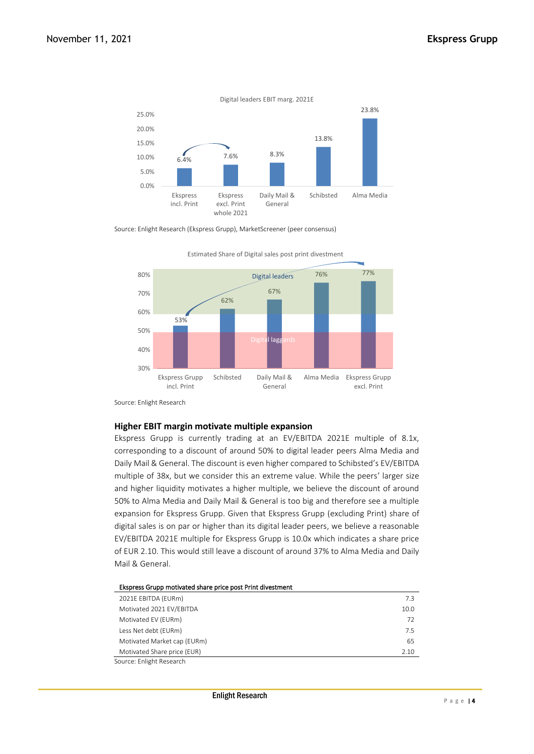Digital leaders EBIT marg. 2021E

| | Ekspress incl. Print | Ekspress excl. Print whole 2021 | Daily Mail & General | Schibsted | Alma Media |
|---|---|---|---|---|---|
| EBIT margin 2021E | 6.4% | 7.6% | 8.3% | 13.8% | 23.8% |

Source: Enlight Research (Ekspress Grupp), MarketScreener (peer consensus)

Estimated Share of Digital sales post print divestment

| | Ekspress Grupp incl. Print | Schibsted | Daily Mail & General | Alma Media | Ekspress Grupp excl. Print |
|---|---|---|---|---|---|
| Share of Digital sales | 53% | 62% | 67% | 76% | 77% |

Digital leaders / Digital laggards

Source: Enlight Research

## Higher EBIT margin motivate multiple expansion

Ekspress Grupp is currently trading at an EV/EBITDA 2021E multiple of 8.1x, corresponding to a discount of around 50% to digital leader peers Alma Media and Daily Mail & General. The discount is even higher compared to Schibsted's EV/EBITDA multiple of 38x, but we consider this an extreme value. While the peers' larger size and higher liquidity motivates a higher multiple, we believe the discount of around 50% to Alma Media and Daily Mail & General is too big and therefore see a multiple expansion for Ekspress Grupp. Given that Ekspress Grupp (excluding Print) share of digital sales is on par or higher than its digital leader peers, we believe a reasonable EV/EBITDA 2021E multiple for Ekspress Grupp is 10.0x which indicates a share price of EUR 2.10. This would still leave a discount of around 37% to Alma Media and Daily Mail & General.

**Ekspress Grupp motivated share price post Print divestment**

| | |
|---|---|
| 2021E EBITDA (EURm) | 7.3 |
| Motivated 2021 EV/EBITDA | 10.0 |
| Motivated EV (EURm) | 72 |
| Less Net debt (EURm) | 7.5 |
| Motivated Market cap (EURm) | 65 |
| Motivated Share price (EUR) | 2.10 |

Source: Enlight Research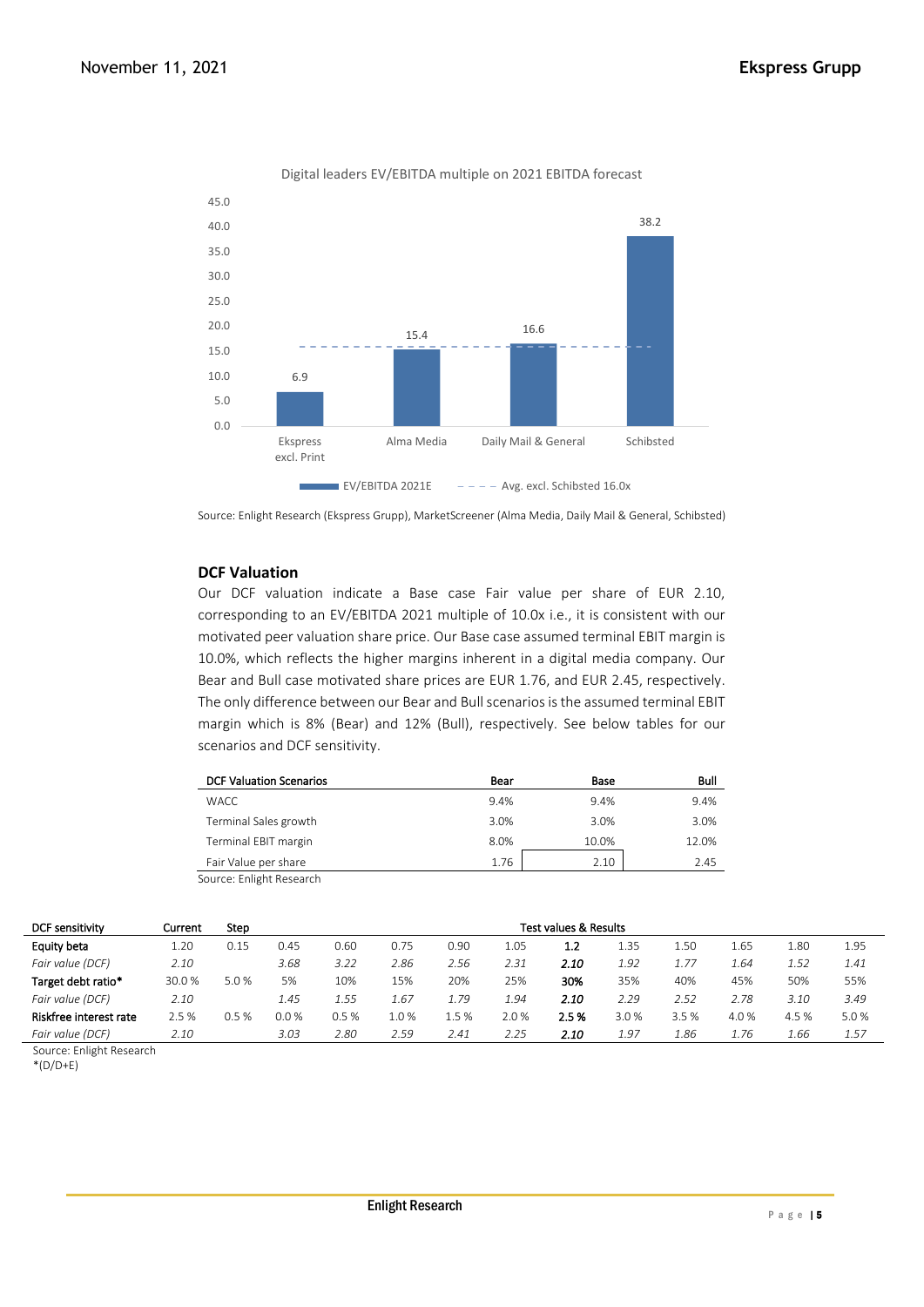Digital leaders EV/EBITDA multiple on 2021 EBITDA forecast

| | EV/EBITDA 2021E |
|---|---|
| Ekspress excl. Print | 6.9 |
| Alma Media | 15.4 |
| Daily Mail & General | 16.6 |
| Schibsted | 38.2 |

Avg. excl. Schibsted 16.0x

Source: Enlight Research (Ekspress Grupp), MarketScreener (Alma Media, Daily Mail & General, Schibsted)

## DCF Valuation

Our DCF valuation indicate a Base case Fair value per share of EUR 2.10, corresponding to an EV/EBITDA 2021 multiple of 10.0x i.e., it is consistent with our motivated peer valuation share price. Our Base case assumed terminal EBIT margin is 10.0%, which reflects the higher margins inherent in a digital media company. Our Bear and Bull case motivated share prices are EUR 1.76, and EUR 2.45, respectively. The only difference between our Bear and Bull scenarios is the assumed terminal EBIT margin which is 8% (Bear) and 12% (Bull), respectively. See below tables for our scenarios and DCF sensitivity.

| DCF Valuation Scenarios | Bear | Base | Bull |
|---|---|---|---|
| WACC | 9.4% | 9.4% | 9.4% |
| Terminal Sales growth | 3.0% | 3.0% | 3.0% |
| Terminal EBIT margin | 8.0% | 10.0% | 12.0% |
| Fair Value per share | 1.76 | 2.10 | 2.45 |

Source: Enlight Research

| DCF sensitivity | Current | Step | Test values & Results | | | | | | | | | | |
|---|---|---|---|---|---|---|---|---|---|---|---|---|---|
| **Equity beta** | 1.20 | 0.15 | 0.45 | 0.60 | 0.75 | 0.90 | 1.05 | **1.2** | 1.35 | 1.50 | 1.65 | 1.80 | 1.95 |
| *Fair value (DCF)* | *2.10* | | *3.68* | *3.22* | *2.86* | *2.56* | *2.31* | ***2.10*** | *1.92* | *1.77* | *1.64* | *1.52* | *1.41* |
| **Target debt ratio*** | 30.0 % | 5.0 % | 5% | 10% | 15% | 20% | 25% | **30%** | 35% | 40% | 45% | 50% | 55% |
| *Fair value (DCF)* | *2.10* | | *1.45* | *1.55* | *1.67* | *1.79* | *1.94* | ***2.10*** | *2.29* | *2.52* | *2.78* | *3.10* | *3.49* |
| **Riskfree interest rate** | 2.5 % | 0.5 % | 0.0 % | 0.5 % | 1.0 % | 1.5 % | 2.0 % | **2.5 %** | 3.0 % | 3.5 % | 4.0 % | 4.5 % | 5.0 % |
| *Fair value (DCF)* | *2.10* | | *3.03* | *2.80* | *2.59* | *2.41* | *2.25* | ***2.10*** | *1.97* | *1.86* | *1.76* | *1.66* | *1.57* |

Source: Enlight Research
*(D/D+E)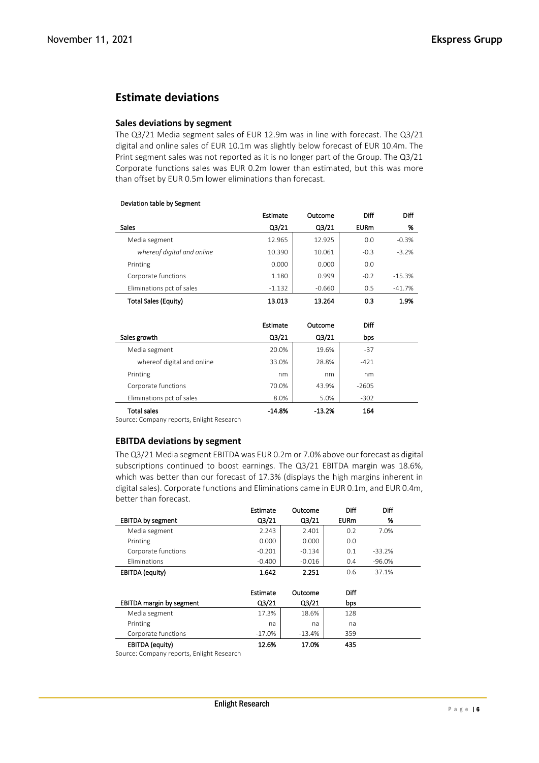## Estimate deviations

### Sales deviations by segment

The Q3/21 Media segment sales of EUR 12.9m was in line with forecast. The Q3/21 digital and online sales of EUR 10.1m was slightly below forecast of EUR 10.4m. The Print segment sales was not reported as it is no longer part of the Group. The Q3/21 Corporate functions sales was EUR 0.2m lower than estimated, but this was more than offset by EUR 0.5m lower eliminations than forecast.

**Deviation table by Segment**

| Sales | Estimate Q3/21 | Outcome Q3/21 | Diff EURm | Diff % |
|---|---|---|---|---|
| Media segment | 12.965 | 12.925 | 0.0 | -0.3% |
| *whereof digital and online* | 10.390 | 10.061 | -0.3 | -3.2% |
| Printing | 0.000 | 0.000 | 0.0 | |
| Corporate functions | 1.180 | 0.999 | -0.2 | -15.3% |
| Eliminations pct of sales | -1.132 | -0.660 | 0.5 | -41.7% |
| **Total Sales (Equity)** | **13.013** | **13.264** | **0.3** | **1.9%** |

| Sales growth | Estimate Q3/21 | Outcome Q3/21 | Diff bps |
|---|---|---|---|
| Media segment | 20.0% | 19.6% | -37 |
| whereof digital and online | 33.0% | 28.8% | -421 |
| Printing | nm | nm | nm |
| Corporate functions | 70.0% | 43.9% | -2605 |
| Eliminations pct of sales | 8.0% | 5.0% | -302 |
| **Total sales** | **-14.8%** | **-13.2%** | **164** |

Source: Company reports, Enlight Research

### EBITDA deviations by segment

The Q3/21 Media segment EBITDA was EUR 0.2m or 7.0% above our forecast as digital subscriptions continued to boost earnings. The Q3/21 EBITDA margin was 18.6%, which was better than our forecast of 17.3% (displays the high margins inherent in digital sales). Corporate functions and Eliminations came in EUR 0.1m, and EUR 0.4m, better than forecast.

| EBITDA by segment | Estimate Q3/21 | Outcome Q3/21 | Diff EURm | Diff % |
|---|---|---|---|---|
| Media segment | 2.243 | 2.401 | 0.2 | 7.0% |
| Printing | 0.000 | 0.000 | 0.0 | |
| Corporate functions | -0.201 | -0.134 | 0.1 | -33.2% |
| Eliminations | -0.400 | -0.016 | 0.4 | -96.0% |
| **EBITDA (equity)** | **1.642** | **2.251** | **0.6** | **37.1%** |

| EBITDA margin by segment | Estimate Q3/21 | Outcome Q3/21 | Diff bps |
|---|---|---|---|
| Media segment | 17.3% | 18.6% | 128 |
| Printing | na | na | na |
| Corporate functions | -17.0% | -13.4% | 359 |
| **EBITDA (equity)** | **12.6%** | **17.0%** | **435** |

Source: Company reports, Enlight Research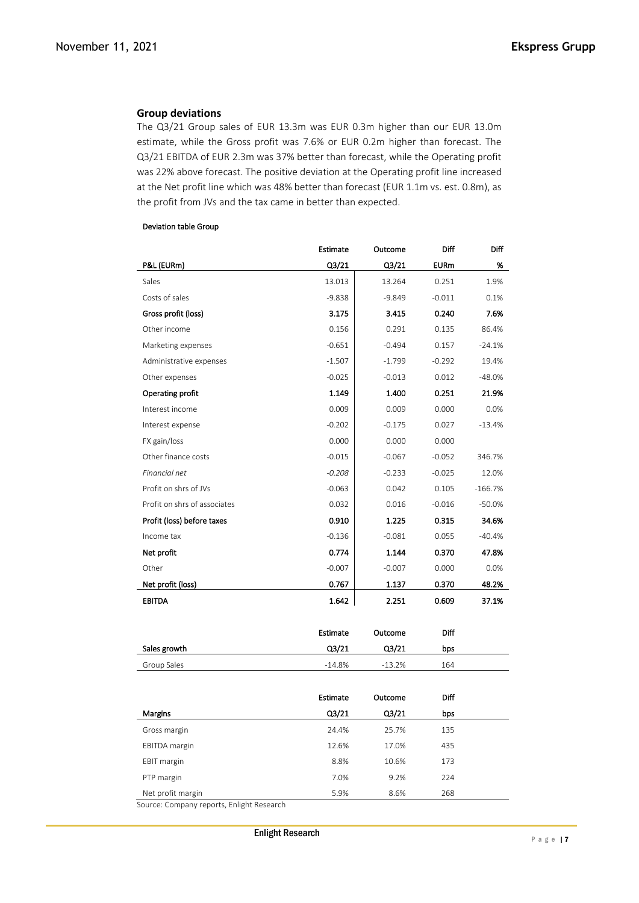### Group deviations

The Q3/21 Group sales of EUR 13.3m was EUR 0.3m higher than our EUR 13.0m estimate, while the Gross profit was 7.6% or EUR 0.2m higher than forecast. The Q3/21 EBITDA of EUR 2.3m was 37% better than forecast, while the Operating profit was 22% above forecast. The positive deviation at the Operating profit line increased at the Net profit line which was 48% better than forecast (EUR 1.1m vs. est. 0.8m), as the profit from JVs and the tax came in better than expected.

Deviation table Group

| P&L (EURm) | Estimate Q3/21 | Outcome Q3/21 | Diff EURm | Diff % |
|---|---|---|---|---|
| Sales | 13.013 | 13.264 | 0.251 | 1.9% |
| Costs of sales | -9.838 | -9.849 | -0.011 | 0.1% |
| **Gross profit (loss)** | **3.175** | **3.415** | **0.240** | **7.6%** |
| Other income | 0.156 | 0.291 | 0.135 | 86.4% |
| Marketing expenses | -0.651 | -0.494 | 0.157 | -24.1% |
| Administrative expenses | -1.507 | -1.799 | -0.292 | 19.4% |
| Other expenses | -0.025 | -0.013 | 0.012 | -48.0% |
| **Operating profit** | **1.149** | **1.400** | **0.251** | **21.9%** |
| Interest income | 0.009 | 0.009 | 0.000 | 0.0% |
| Interest expense | -0.202 | -0.175 | 0.027 | -13.4% |
| FX gain/loss | 0.000 | 0.000 | 0.000 | |
| Other finance costs | -0.015 | -0.067 | -0.052 | 346.7% |
| *Financial net* | *-0.208* | -0.233 | -0.025 | 12.0% |
| Profit on shrs of JVs | -0.063 | 0.042 | 0.105 | -166.7% |
| Profit on shrs of associates | 0.032 | 0.016 | -0.016 | -50.0% |
| **Profit (loss) before taxes** | **0.910** | **1.225** | **0.315** | **34.6%** |
| Income tax | -0.136 | -0.081 | 0.055 | -40.4% |
| **Net profit** | **0.774** | **1.144** | **0.370** | **47.8%** |
| Other | -0.007 | -0.007 | 0.000 | 0.0% |
| **Net profit (loss)** | **0.767** | **1.137** | **0.370** | **48.2%** |
| **EBITDA** | **1.642** | **2.251** | **0.609** | **37.1%** |

| Sales growth | Estimate Q3/21 | Outcome Q3/21 | Diff bps |
|---|---|---|---|
| Group Sales | -14.8% | -13.2% | 164 |

| Margins | Estimate Q3/21 | Outcome Q3/21 | Diff bps |
|---|---|---|---|
| Gross margin | 24.4% | 25.7% | 135 |
| EBITDA margin | 12.6% | 17.0% | 435 |
| EBIT margin | 8.8% | 10.6% | 173 |
| PTP margin | 7.0% | 9.2% | 224 |
| Net profit margin | 5.9% | 8.6% | 268 |

Source: Company reports, Enlight Research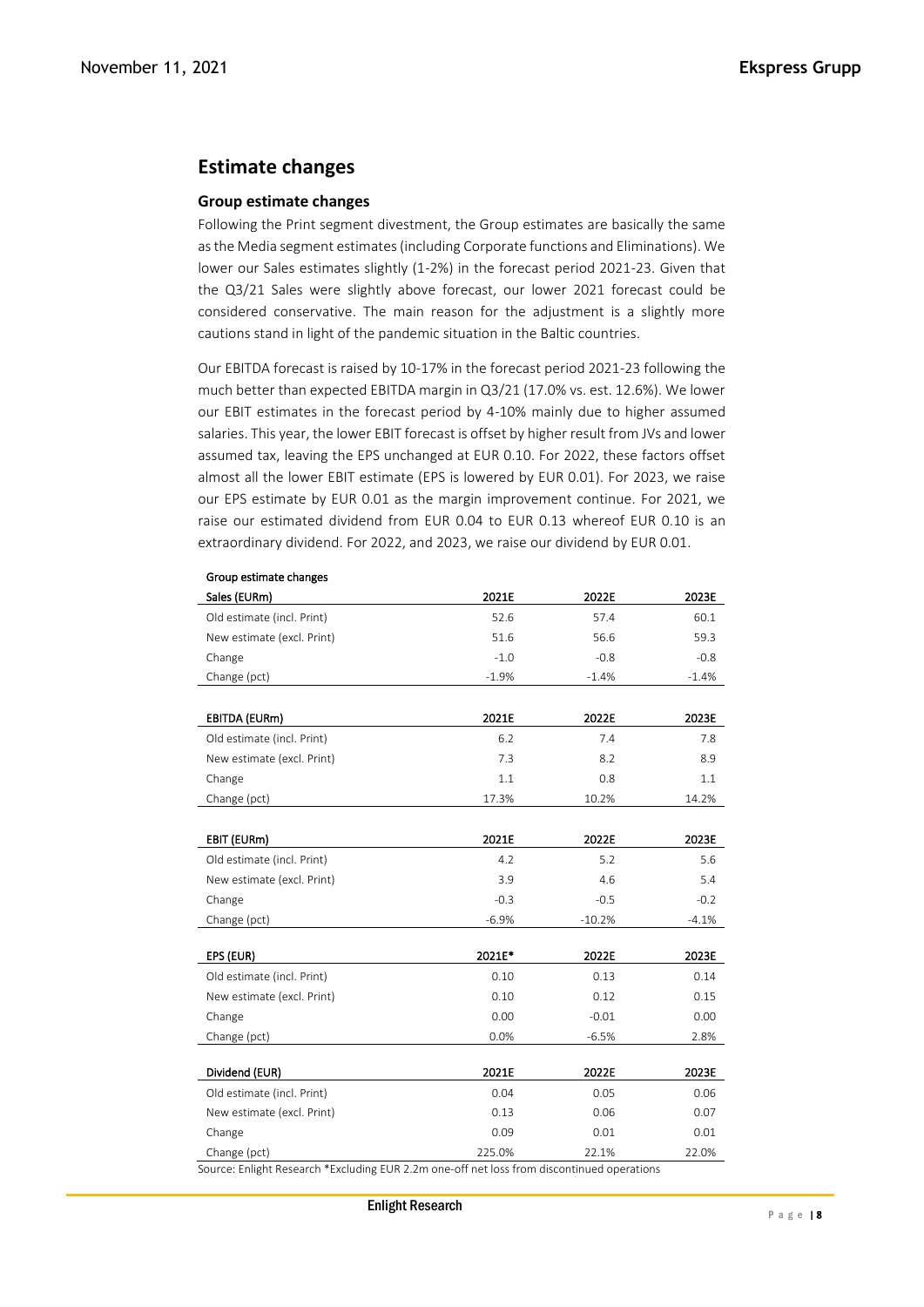## Estimate changes

### Group estimate changes

Following the Print segment divestment, the Group estimates are basically the same as the Media segment estimates (including Corporate functions and Eliminations). We lower our Sales estimates slightly (1-2%) in the forecast period 2021-23. Given that the Q3/21 Sales were slightly above forecast, our lower 2021 forecast could be considered conservative. The main reason for the adjustment is a slightly more cautions stand in light of the pandemic situation in the Baltic countries.

Our EBITDA forecast is raised by 10-17% in the forecast period 2021-23 following the much better than expected EBITDA margin in Q3/21 (17.0% vs. est. 12.6%). We lower our EBIT estimates in the forecast period by 4-10% mainly due to higher assumed salaries. This year, the lower EBIT forecast is offset by higher result from JVs and lower assumed tax, leaving the EPS unchanged at EUR 0.10. For 2022, these factors offset almost all the lower EBIT estimate (EPS is lowered by EUR 0.01). For 2023, we raise our EPS estimate by EUR 0.01 as the margin improvement continue. For 2021, we raise our estimated dividend from EUR 0.04 to EUR 0.13 whereof EUR 0.10 is an extraordinary dividend. For 2022, and 2023, we raise our dividend by EUR 0.01.

Group estimate changes

| Sales (EURm) | 2021E | 2022E | 2023E |
|---|---|---|---|
| Old estimate (incl. Print) | 52.6 | 57.4 | 60.1 |
| New estimate (excl. Print) | 51.6 | 56.6 | 59.3 |
| Change | -1.0 | -0.8 | -0.8 |
| Change (pct) | -1.9% | -1.4% | -1.4% |

| EBITDA (EURm) | 2021E | 2022E | 2023E |
|---|---|---|---|
| Old estimate (incl. Print) | 6.2 | 7.4 | 7.8 |
| New estimate (excl. Print) | 7.3 | 8.2 | 8.9 |
| Change | 1.1 | 0.8 | 1.1 |
| Change (pct) | 17.3% | 10.2% | 14.2% |

| EBIT (EURm) | 2021E | 2022E | 2023E |
|---|---|---|---|
| Old estimate (incl. Print) | 4.2 | 5.2 | 5.6 |
| New estimate (excl. Print) | 3.9 | 4.6 | 5.4 |
| Change | -0.3 | -0.5 | -0.2 |
| Change (pct) | -6.9% | -10.2% | -4.1% |

| EPS (EUR) | 2021E* | 2022E | 2023E |
|---|---|---|---|
| Old estimate (incl. Print) | 0.10 | 0.13 | 0.14 |
| New estimate (excl. Print) | 0.10 | 0.12 | 0.15 |
| Change | 0.00 | -0.01 | 0.00 |
| Change (pct) | 0.0% | -6.5% | 2.8% |

| Dividend (EUR) | 2021E | 2022E | 2023E |
|---|---|---|---|
| Old estimate (incl. Print) | 0.04 | 0.05 | 0.06 |
| New estimate (excl. Print) | 0.13 | 0.06 | 0.07 |
| Change | 0.09 | 0.01 | 0.01 |
| Change (pct) | 225.0% | 22.1% | 22.0% |

Source: Enlight Research *Excluding EUR 2.2m one-off net loss from discontinued operations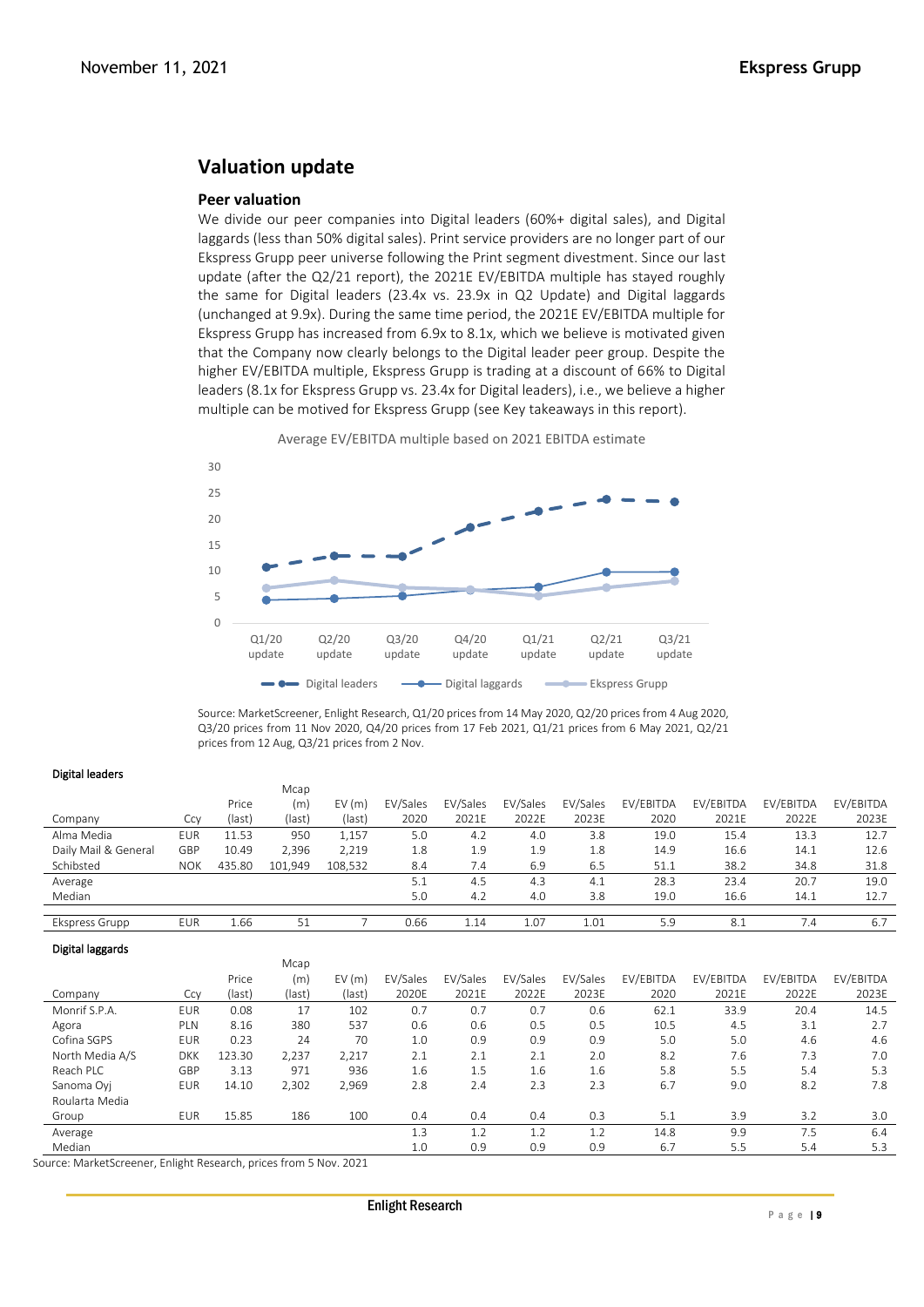## Valuation update

### Peer valuation

We divide our peer companies into Digital leaders (60%+ digital sales), and Digital laggards (less than 50% digital sales). Print service providers are no longer part of our Ekspress Grupp peer universe following the Print segment divestment. Since our last update (after the Q2/21 report), the 2021E EV/EBITDA multiple has stayed roughly the same for Digital leaders (23.4x vs. 23.9x in Q2 Update) and Digital laggards (unchanged at 9.9x). During the same time period, the 2021E EV/EBITDA multiple for Ekspress Grupp has increased from 6.9x to 8.1x, which we believe is motivated given that the Company now clearly belongs to the Digital leader peer group. Despite the higher EV/EBITDA multiple, Ekspress Grupp is trading at a discount of 66% to Digital leaders (8.1x for Ekspress Grupp vs. 23.4x for Digital leaders), i.e., we believe a higher multiple can be motived for Ekspress Grupp (see Key takeaways in this report).

Average EV/EBITDA multiple based on 2021 EBITDA estimate

Source: MarketScreener, Enlight Research, Q1/20 prices from 14 May 2020, Q2/20 prices from 4 Aug 2020, Q3/20 prices from 11 Nov 2020, Q4/20 prices from 17 Feb 2021, Q1/21 prices from 6 May 2021, Q2/21 prices from 12 Aug, Q3/21 prices from 2 Nov.

**Digital leaders**

| Company | Ccy | Price (last) | Mcap (m) (last) | EV (m) (last) | EV/Sales 2020 | EV/Sales 2021E | EV/Sales 2022E | EV/Sales 2023E | EV/EBITDA 2020 | EV/EBITDA 2021E | EV/EBITDA 2022E | EV/EBITDA 2023E |
|---|---|---|---|---|---|---|---|---|---|---|---|---|
| Alma Media | EUR | 11.53 | 950 | 1,157 | 5.0 | 4.2 | 4.0 | 3.8 | 19.0 | 15.4 | 13.3 | 12.7 |
| Daily Mail & General | GBP | 10.49 | 2,396 | 2,219 | 1.8 | 1.9 | 1.9 | 1.8 | 14.9 | 16.6 | 14.1 | 12.6 |
| Schibsted | NOK | 435.80 | 101,949 | 108,532 | 8.4 | 7.4 | 6.9 | 6.5 | 51.1 | 38.2 | 34.8 | 31.8 |
| Average | | | | | 5.1 | 4.5 | 4.3 | 4.1 | 28.3 | 23.4 | 20.7 | 19.0 |
| Median | | | | | 5.0 | 4.2 | 4.0 | 3.8 | 19.0 | 16.6 | 14.1 | 12.7 |
| Ekspress Grupp | EUR | 1.66 | 51 | 7 | 0.66 | 1.14 | 1.07 | 1.01 | 5.9 | 8.1 | 7.4 | 6.7 |

**Digital laggards**

| Company | Ccy | Price (last) | Mcap (m) (last) | EV (m) (last) | EV/Sales 2020E | EV/Sales 2021E | EV/Sales 2022E | EV/Sales 2023E | EV/EBITDA 2020 | EV/EBITDA 2021E | EV/EBITDA 2022E | EV/EBITDA 2023E |
|---|---|---|---|---|---|---|---|---|---|---|---|---|
| Monrif S.P.A. | EUR | 0.08 | 17 | 102 | 0.7 | 0.7 | 0.7 | 0.6 | 62.1 | 33.9 | 20.4 | 14.5 |
| Agora | PLN | 8.16 | 380 | 537 | 0.6 | 0.6 | 0.5 | 0.5 | 10.5 | 4.5 | 3.1 | 2.7 |
| Cofina SGPS | EUR | 0.23 | 24 | 70 | 1.0 | 0.9 | 0.9 | 0.9 | 5.0 | 5.0 | 4.6 | 4.6 |
| North Media A/S | DKK | 123.30 | 2,237 | 2,217 | 2.1 | 2.1 | 2.1 | 2.0 | 8.2 | 7.6 | 7.3 | 7.0 |
| Reach PLC | GBP | 3.13 | 971 | 936 | 1.6 | 1.5 | 1.6 | 1.6 | 5.8 | 5.5 | 5.4 | 5.3 |
| Sanoma Oyj | EUR | 14.10 | 2,302 | 2,969 | 2.8 | 2.4 | 2.3 | 2.3 | 6.7 | 9.0 | 8.2 | 7.8 |
| Roularta Media Group | EUR | 15.85 | 186 | 100 | 0.4 | 0.4 | 0.4 | 0.3 | 5.1 | 3.9 | 3.2 | 3.0 |
| Average | | | | | 1.3 | 1.2 | 1.2 | 1.2 | 14.8 | 9.9 | 7.5 | 6.4 |
| Median | | | | | 1.0 | 0.9 | 0.9 | 0.9 | 6.7 | 5.5 | 5.4 | 5.3 |

Source: MarketScreener, Enlight Research, prices from 5 Nov. 2021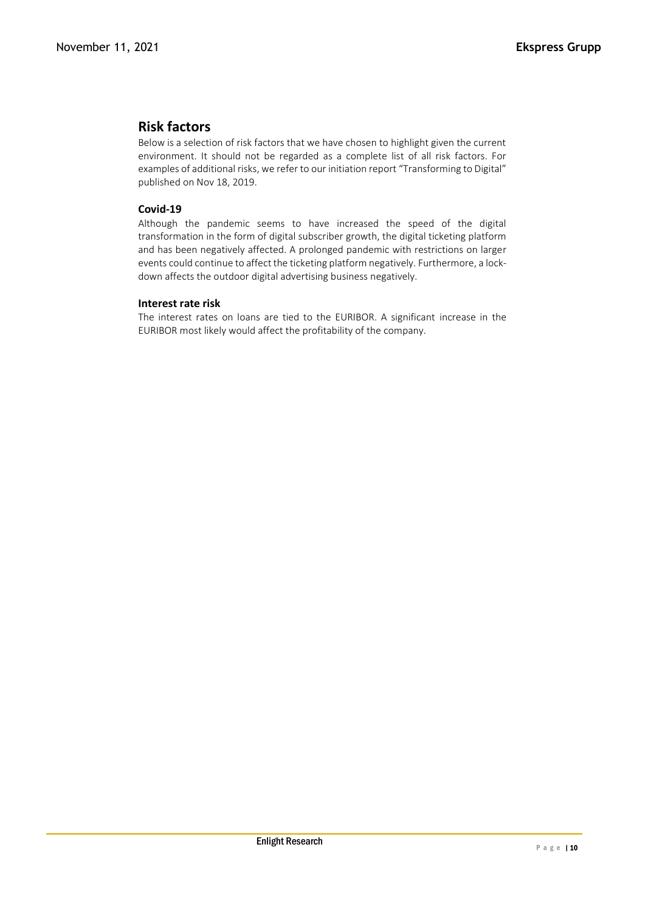## Risk factors

Below is a selection of risk factors that we have chosen to highlight given the current environment. It should not be regarded as a complete list of all risk factors. For examples of additional risks, we refer to our initiation report "Transforming to Digital" published on Nov 18, 2019.

### Covid-19

Although the pandemic seems to have increased the speed of the digital transformation in the form of digital subscriber growth, the digital ticketing platform and has been negatively affected. A prolonged pandemic with restrictions on larger events could continue to affect the ticketing platform negatively. Furthermore, a lock-down affects the outdoor digital advertising business negatively.

### Interest rate risk

The interest rates on loans are tied to the EURIBOR. A significant increase in the EURIBOR most likely would affect the profitability of the company.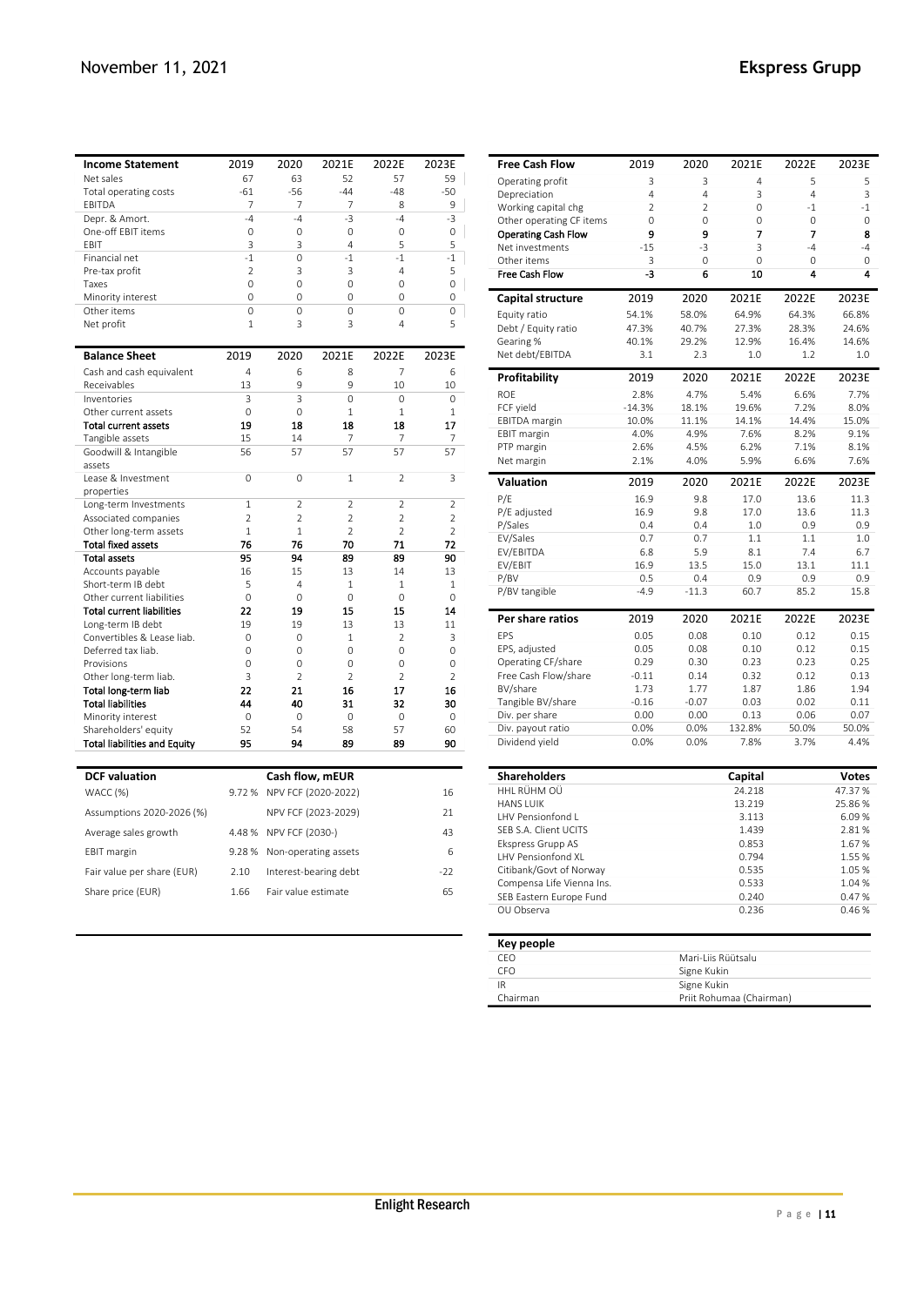| Income Statement | 2019 | 2020 | 2021E | 2022E | 2023E |
|---|---|---|---|---|---|
| Net sales | 67 | 63 | 52 | 57 | 59 |
| Total operating costs | -61 | -56 | -44 | -48 | -50 |
| EBITDA | 7 | 7 | 7 | 8 | 9 |
| Depr. & Amort. | -4 | -4 | -3 | -4 | -3 |
| One-off EBIT items | 0 | 0 | 0 | 0 | 0 |
| EBIT | 3 | 3 | 4 | 5 | 5 |
| Financial net | -1 | 0 | -1 | -1 | -1 |
| Pre-tax profit | 2 | 3 | 3 | 4 | 5 |
| Taxes | 0 | 0 | 0 | 0 | 0 |
| Minority interest | 0 | 0 | 0 | 0 | 0 |
| Other items | 0 | 0 | 0 | 0 | 0 |
| Net profit | 1 | 3 | 3 | 4 | 5 |

| Balance Sheet | 2019 | 2020 | 2021E | 2022E | 2023E |
|---|---|---|---|---|---|
| Cash and cash equivalent | 4 | 6 | 8 | 7 | 6 |
| Receivables | 13 | 9 | 9 | 10 | 10 |
| Inventories | 3 | 3 | 0 | 0 | 0 |
| Other current assets | 0 | 0 | 1 | 1 | 1 |
| **Total current assets** | **19** | **18** | **18** | **18** | **17** |
| Tangible assets | 15 | 14 | 7 | 7 | 7 |
| Goodwill & Intangible assets | 56 | 57 | 57 | 57 | 57 |
| Lease & Investment properties | 0 | 0 | 1 | 2 | 3 |
| Long-term Investments | 1 | 2 | 2 | 2 | 2 |
| Associated companies | 2 | 2 | 2 | 2 | 2 |
| Other long-term assets | 1 | 1 | 2 | 2 | 2 |
| **Total fixed assets** | **76** | **76** | **70** | **71** | **72** |
| **Total assets** | **95** | **94** | **89** | **89** | **90** |
| Accounts payable | 16 | 15 | 13 | 14 | 13 |
| Short-term IB debt | 5 | 4 | 1 | 1 | 1 |
| Other current liabilities | 0 | 0 | 0 | 0 | 0 |
| **Total current liabilities** | **22** | **19** | **15** | **15** | **14** |
| Long-term IB debt | 19 | 19 | 13 | 13 | 11 |
| Convertibles & Lease liab. | 0 | 0 | 1 | 2 | 3 |
| Deferred tax liab. | 0 | 0 | 0 | 0 | 0 |
| Provisions | 0 | 0 | 0 | 0 | 0 |
| Other long-term liab. | 3 | 2 | 2 | 2 | 2 |
| **Total long-term liab** | **22** | **21** | **16** | **17** | **16** |
| **Total liabilities** | **44** | **40** | **31** | **32** | **30** |
| Minority interest | 0 | 0 | 0 | 0 | 0 |
| Shareholders' equity | 52 | 54 | 58 | 57 | 60 |
| **Total liabilities and Equity** | **95** | **94** | **89** | **89** | **90** |

| DCF valuation | | Cash flow, mEUR | |
|---|---|---|---|
| WACC (%) | 9.72 % | NPV FCF (2020-2022) | 16 |
| Assumptions 2020-2026 (%) | | NPV FCF (2023-2029) | 21 |
| Average sales growth | 4.48 % | NPV FCF (2030-) | 43 |
| EBIT margin | 9.28 % | Non-operating assets | 6 |
| Fair value per share (EUR) | 2.10 | Interest-bearing debt | -22 |
| Share price (EUR) | 1.66 | Fair value estimate | 65 |

| Free Cash Flow | 2019 | 2020 | 2021E | 2022E | 2023E |
|---|---|---|---|---|---|
| Operating profit | 3 | 3 | 4 | 5 | 5 |
| Depreciation | 4 | 4 | 3 | 4 | 3 |
| Working capital chg | 2 | 2 | 0 | -1 | -1 |
| Other operating CF items | 0 | 0 | 0 | 0 | 0 |
| **Operating Cash Flow** | **9** | **9** | **7** | **7** | **8** |
| Net investments | -15 | -3 | 3 | -4 | -4 |
| Other items | 3 | 0 | 0 | 0 | 0 |
| **Free Cash Flow** | **-3** | **6** | **10** | **4** | **4** |

| Capital structure | 2019 | 2020 | 2021E | 2022E | 2023E |
|---|---|---|---|---|---|
| Equity ratio | 54.1% | 58.0% | 64.9% | 64.3% | 66.8% |
| Debt / Equity ratio | 47.3% | 40.7% | 27.3% | 28.3% | 24.6% |
| Gearing % | 40.1% | 29.2% | 12.9% | 16.4% | 14.6% |
| Net debt/EBITDA | 3.1 | 2.3 | 1.0 | 1.2 | 1.0 |

| Profitability | 2019 | 2020 | 2021E | 2022E | 2023E |
|---|---|---|---|---|---|
| ROE | 2.8% | 4.7% | 5.4% | 6.6% | 7.7% |
| FCF yield | -14.3% | 18.1% | 19.6% | 7.2% | 8.0% |
| EBITDA margin | 10.0% | 11.1% | 14.1% | 14.4% | 15.0% |
| EBIT margin | 4.0% | 4.9% | 7.6% | 8.2% | 9.1% |
| PTP margin | 2.6% | 4.5% | 6.2% | 7.1% | 8.1% |
| Net margin | 2.1% | 4.0% | 5.9% | 6.6% | 7.6% |

| Valuation | 2019 | 2020 | 2021E | 2022E | 2023E |
|---|---|---|---|---|---|
| P/E | 16.9 | 9.8 | 17.0 | 13.6 | 11.3 |
| P/E adjusted | 16.9 | 9.8 | 17.0 | 13.6 | 11.3 |
| P/Sales | 0.4 | 0.4 | 1.0 | 0.9 | 0.9 |
| EV/Sales | 0.7 | 0.7 | 1.1 | 1.1 | 1.0 |
| EV/EBITDA | 6.8 | 5.9 | 8.1 | 7.4 | 6.7 |
| EV/EBIT | 16.9 | 13.5 | 15.0 | 13.1 | 11.1 |
| P/BV | 0.5 | 0.4 | 0.9 | 0.9 | 0.9 |
| P/BV tangible | -4.9 | -11.3 | 60.7 | 85.2 | 15.8 |

| Per share ratios | 2019 | 2020 | 2021E | 2022E | 2023E |
|---|---|---|---|---|---|
| EPS | 0.05 | 0.08 | 0.10 | 0.12 | 0.15 |
| EPS, adjusted | 0.05 | 0.08 | 0.10 | 0.12 | 0.15 |
| Operating CF/share | 0.29 | 0.30 | 0.23 | 0.23 | 0.25 |
| Free Cash Flow/share | -0.11 | 0.14 | 0.32 | 0.12 | 0.13 |
| BV/share | 1.73 | 1.77 | 1.87 | 1.86 | 1.94 |
| Tangible BV/share | -0.16 | -0.07 | 0.03 | 0.02 | 0.11 |
| Div. per share | 0.00 | 0.00 | 0.13 | 0.06 | 0.07 |
| Div. payout ratio | 0.0% | 0.0% | 132.8% | 50.0% | 50.0% |
| Dividend yield | 0.0% | 0.0% | 7.8% | 3.7% | 4.4% |

| Shareholders | Capital | Votes |
|---|---|---|
| HHL RÜHM OÜ | 24.218 | 47.37 % |
| HANS LUIK | 13.219 | 25.86 % |
| LHV Pensionfond L | 3.113 | 6.09 % |
| SEB S.A. Client UCITS | 1.439 | 2.81 % |
| Ekspress Grupp AS | 0.853 | 1.67 % |
| LHV Pensionfond XL | 0.794 | 1.55 % |
| Citibank/Govt of Norway | 0.535 | 1.05 % |
| Compensa Life Vienna Ins. | 0.533 | 1.04 % |
| SEB Eastern Europe Fund | 0.240 | 0.47 % |
| OU Observa | 0.236 | 0.46 % |

| Key people | |
|---|---|
| CEO | Mari-Liis Rüütsalu |
| CFO | Signe Kukin |
| IR | Signe Kukin |
| Chairman | Priit Rohumaa (Chairman) |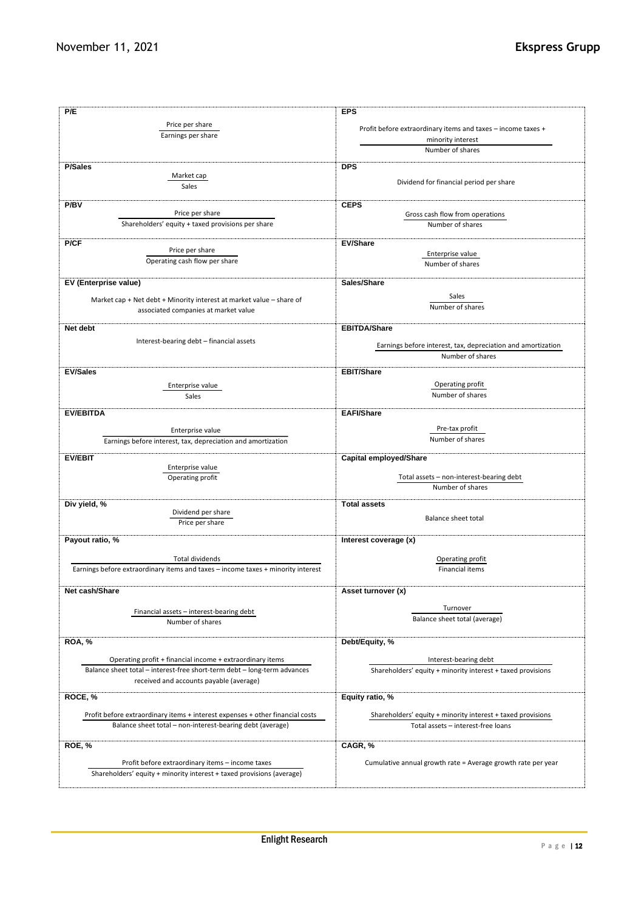| **P/E** | **EPS** |
|---|---|
| Price per share / Earnings per share | Profit before extraordinary items and taxes – income taxes + minority interest / Number of shares |
| **P/Sales** | **DPS** |
| Market cap / Sales | Dividend for financial period per share |
| **P/BV** | **CEPS** |
| Price per share / Shareholders' equity + taxed provisions per share | Gross cash flow from operations / Number of shares |
| **P/CF** | **EV/Share** |
| Price per share / Operating cash flow per share | Enterprise value / Number of shares |
| **EV (Enterprise value)** | **Sales/Share** |
| Market cap + Net debt + Minority interest at market value – share of associated companies at market value | Sales / Number of shares |
| **Net debt** | **EBITDA/Share** |
| Interest-bearing debt – financial assets | Earnings before interest, tax, depreciation and amortization / Number of shares |
| **EV/Sales** | **EBIT/Share** |
| Enterprise value / Sales | Operating profit / Number of shares |
| **EV/EBITDA** | **EAFI/Share** |
| Enterprise value / Earnings before interest, tax, depreciation and amortization | Pre-tax profit / Number of shares |
| **EV/EBIT** | **Capital employed/Share** |
| Enterprise value / Operating profit | Total assets – non-interest-bearing debt / Number of shares |
| **Div yield, %** | **Total assets** |
| Dividend per share / Price per share | Balance sheet total |
| **Payout ratio, %** | **Interest coverage (x)** |
| Total dividends / Earnings before extraordinary items and taxes – income taxes + minority interest | Operating profit / Financial items |
| **Net cash/Share** | **Asset turnover (x)** |
| Financial assets – interest-bearing debt / Number of shares | Turnover / Balance sheet total (average) |
| **ROA, %** | **Debt/Equity, %** |
| Operating profit + financial income + extraordinary items / Balance sheet total – interest-free short-term debt – long-term advances received and accounts payable (average) | Interest-bearing debt / Shareholders' equity + minority interest + taxed provisions |
| **ROCE, %** | **Equity ratio, %** |
| Profit before extraordinary items + interest expenses + other financial costs / Balance sheet total – non-interest-bearing debt (average) | Shareholders' equity + minority interest + taxed provisions / Total assets – interest-free loans |
| **ROE, %** | **CAGR, %** |
| Profit before extraordinary items – income taxes / Shareholders' equity + minority interest + taxed provisions (average) | Cumulative annual growth rate = Average growth rate per year |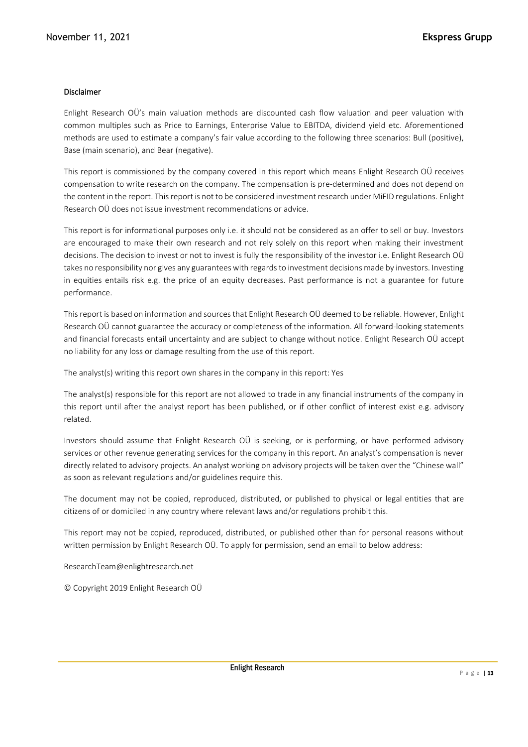## Disclaimer

Enlight Research OÜ's main valuation methods are discounted cash flow valuation and peer valuation with common multiples such as Price to Earnings, Enterprise Value to EBITDA, dividend yield etc. Aforementioned methods are used to estimate a company's fair value according to the following three scenarios: Bull (positive), Base (main scenario), and Bear (negative).

This report is commissioned by the company covered in this report which means Enlight Research OÜ receives compensation to write research on the company. The compensation is pre-determined and does not depend on the content in the report. This report is not to be considered investment research under MiFID regulations. Enlight Research OÜ does not issue investment recommendations or advice.

This report is for informational purposes only i.e. it should not be considered as an offer to sell or buy. Investors are encouraged to make their own research and not rely solely on this report when making their investment decisions. The decision to invest or not to invest is fully the responsibility of the investor i.e. Enlight Research OÜ takes no responsibility nor gives any guarantees with regards to investment decisions made by investors. Investing in equities entails risk e.g. the price of an equity decreases. Past performance is not a guarantee for future performance.

This report is based on information and sources that Enlight Research OÜ deemed to be reliable. However, Enlight Research OÜ cannot guarantee the accuracy or completeness of the information. All forward-looking statements and financial forecasts entail uncertainty and are subject to change without notice. Enlight Research OÜ accept no liability for any loss or damage resulting from the use of this report.

The analyst(s) writing this report own shares in the company in this report: Yes

The analyst(s) responsible for this report are not allowed to trade in any financial instruments of the company in this report until after the analyst report has been published, or if other conflict of interest exist e.g. advisory related.

Investors should assume that Enlight Research OÜ is seeking, or is performing, or have performed advisory services or other revenue generating services for the company in this report. An analyst's compensation is never directly related to advisory projects. An analyst working on advisory projects will be taken over the "Chinese wall" as soon as relevant regulations and/or guidelines require this.

The document may not be copied, reproduced, distributed, or published to physical or legal entities that are citizens of or domiciled in any country where relevant laws and/or regulations prohibit this.

This report may not be copied, reproduced, distributed, or published other than for personal reasons without written permission by Enlight Research OÜ. To apply for permission, send an email to below address:

ResearchTeam@enlightresearch.net

© Copyright 2019 Enlight Research OÜ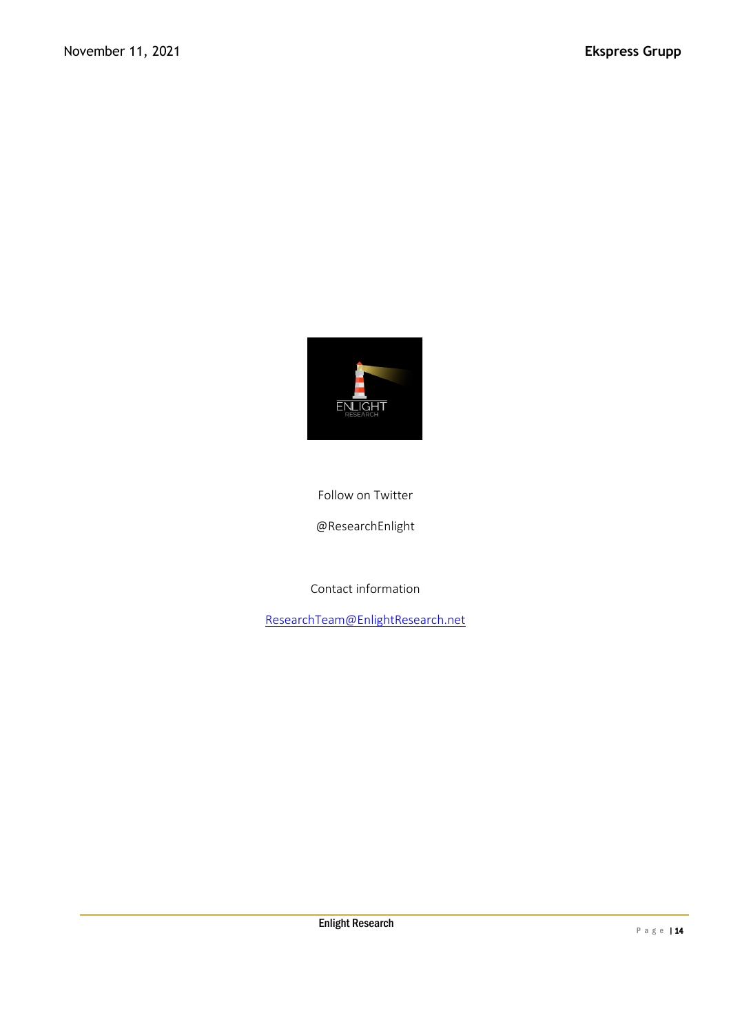Follow on Twitter

@ResearchEnlight

Contact information

ResearchTeam@EnlightResearch.net